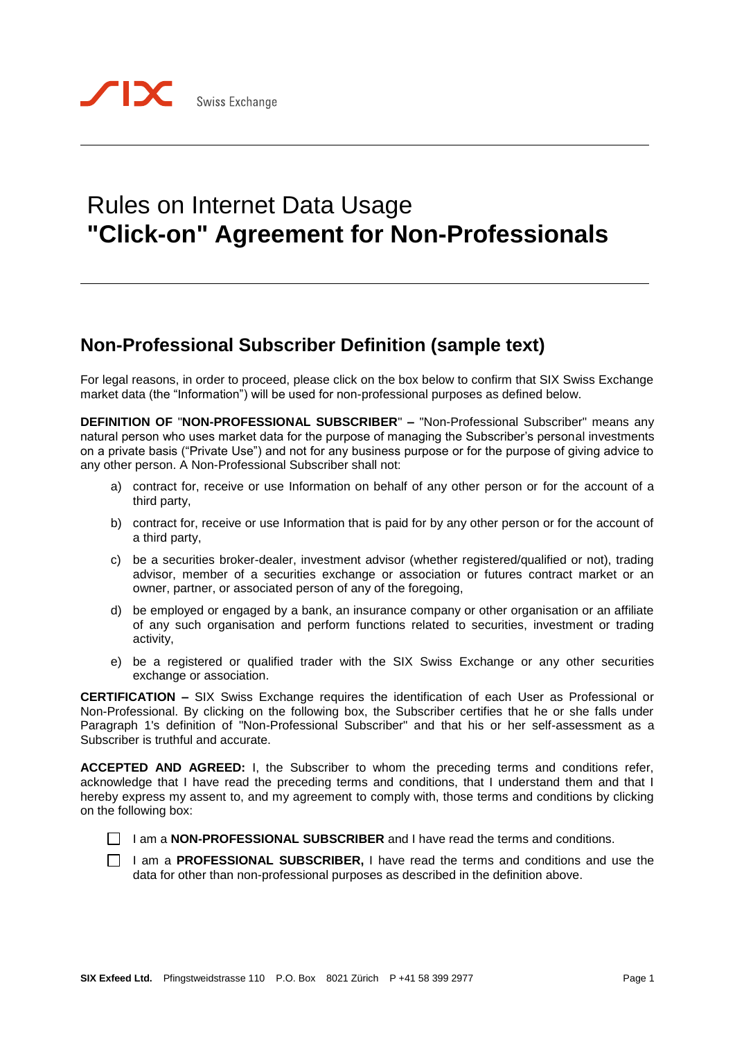# Rules on Internet Data Usage
# **"Click-on" Agreement for Non-Professionals**

## Non-Professional Subscriber Definition (sample text)

For legal reasons, in order to proceed, please click on the box below to confirm that SIX Swiss Exchange market data (the "Information") will be used for non-professional purposes as defined below.

**DEFINITION OF "NON-PROFESSIONAL SUBSCRIBER" –** "Non-Professional Subscriber" means any natural person who uses market data for the purpose of managing the Subscriber's personal investments on a private basis ("Private Use") and not for any business purpose or for the purpose of giving advice to any other person. A Non-Professional Subscriber shall not:

a) contract for, receive or use Information on behalf of any other person or for the account of a third party,

b) contract for, receive or use Information that is paid for by any other person or for the account of a third party,

c) be a securities broker-dealer, investment advisor (whether registered/qualified or not), trading advisor, member of a securities exchange or association or futures contract market or an owner, partner, or associated person of any of the foregoing,

d) be employed or engaged by a bank, an insurance company or other organisation or an affiliate of any such organisation and perform functions related to securities, investment or trading activity,

e) be a registered or qualified trader with the SIX Swiss Exchange or any other securities exchange or association.

**CERTIFICATION –** SIX Swiss Exchange requires the identification of each User as Professional or Non-Professional. By clicking on the following box, the Subscriber certifies that he or she falls under Paragraph 1's definition of "Non-Professional Subscriber" and that his or her self-assessment as a Subscriber is truthful and accurate.

**ACCEPTED AND AGREED:** I, the Subscriber to whom the preceding terms and conditions refer, acknowledge that I have read the preceding terms and conditions, that I understand them and that I hereby express my assent to, and my agreement to comply with, those terms and conditions by clicking on the following box:

- ☐ I am a **NON-PROFESSIONAL SUBSCRIBER** and I have read the terms and conditions.
- ☐ I am a **PROFESSIONAL SUBSCRIBER,** I have read the terms and conditions and use the data for other than non-professional purposes as described in the definition above.

**SIX Exfeed Ltd.** Pfingstweidstrasse 110 P.O. Box 8021 Zürich P +41 58 399 2977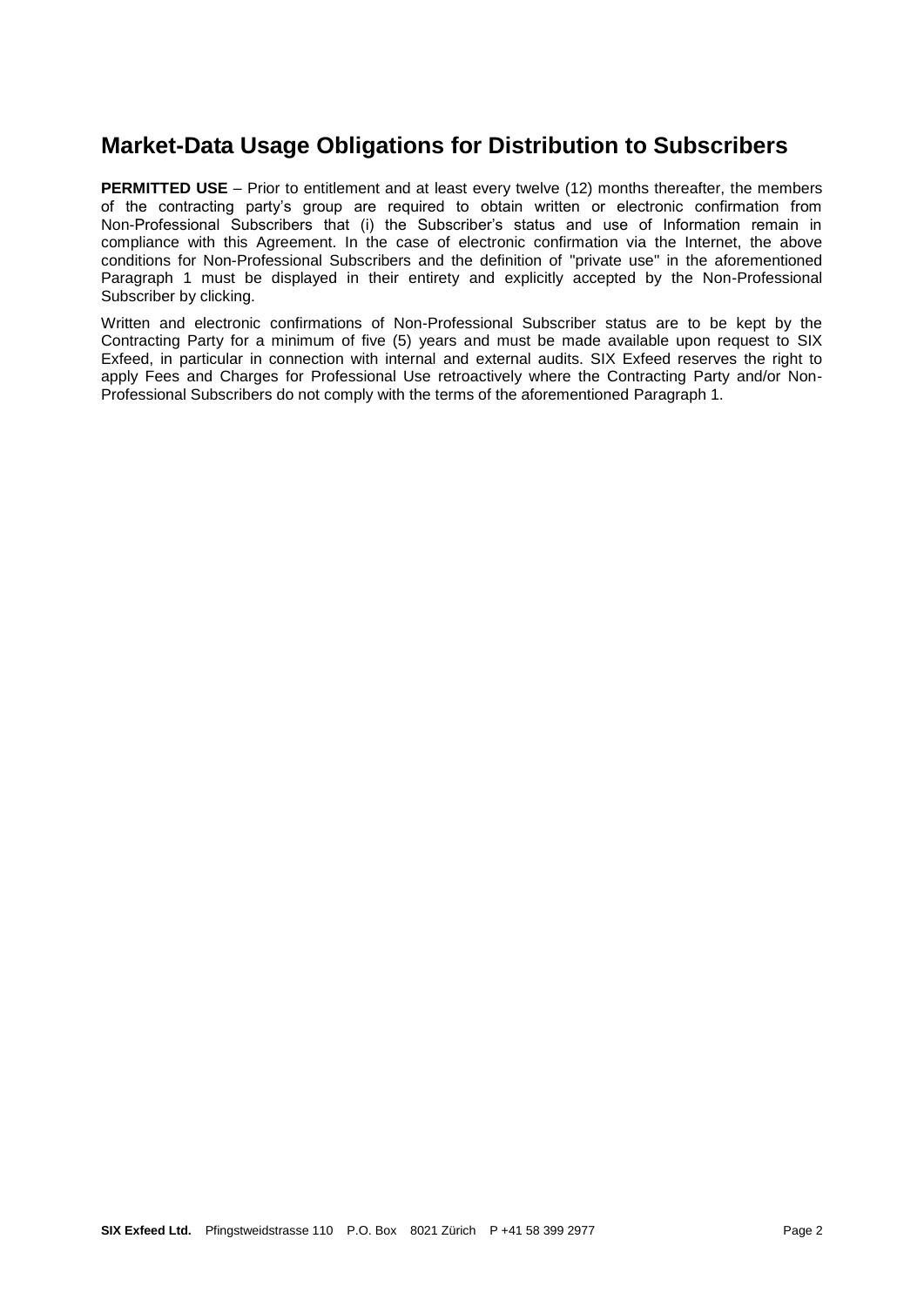## Market-Data Usage Obligations for Distribution to Subscribers

**PERMITTED USE** – Prior to entitlement and at least every twelve (12) months thereafter, the members of the contracting party's group are required to obtain written or electronic confirmation from Non-Professional Subscribers that (i) the Subscriber's status and use of Information remain in compliance with this Agreement. In the case of electronic confirmation via the Internet, the above conditions for Non-Professional Subscribers and the definition of "private use" in the aforementioned Paragraph 1 must be displayed in their entirety and explicitly accepted by the Non-Professional Subscriber by clicking.

Written and electronic confirmations of Non-Professional Subscriber status are to be kept by the Contracting Party for a minimum of five (5) years and must be made available upon request to SIX Exfeed, in particular in connection with internal and external audits. SIX Exfeed reserves the right to apply Fees and Charges for Professional Use retroactively where the Contracting Party and/or Non-Professional Subscribers do not comply with the terms of the aforementioned Paragraph 1.